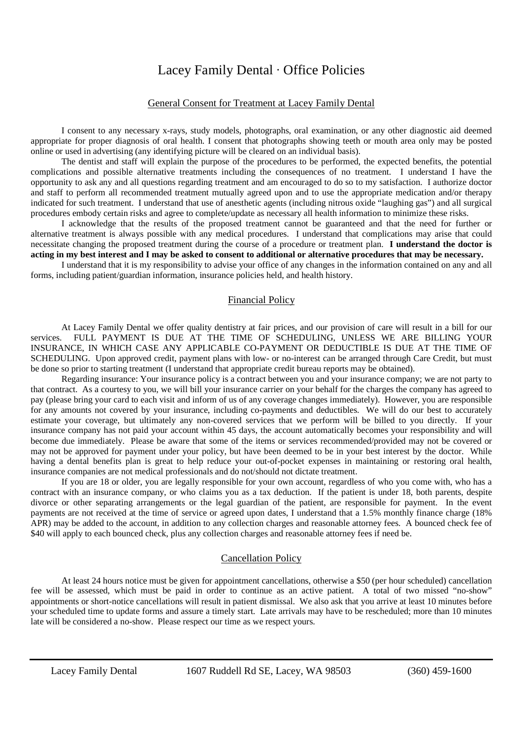# Lacey Family Dental · Office Policies

## General Consent for Treatment at Lacey Family Dental

I consent to any necessary x-rays, study models, photographs, oral examination, or any other diagnostic aid deemed appropriate for proper diagnosis of oral health. I consent that photographs showing teeth or mouth area only may be posted online or used in advertising (any identifying picture will be cleared on an individual basis).

The dentist and staff will explain the purpose of the procedures to be performed, the expected benefits, the potential complications and possible alternative treatments including the consequences of no treatment. I understand I have the opportunity to ask any and all questions regarding treatment and am encouraged to do so to my satisfaction. I authorize doctor and staff to perform all recommended treatment mutually agreed upon and to use the appropriate medication and/or therapy indicated for such treatment. I understand that use of anesthetic agents (including nitrous oxide "laughing gas") and all surgical procedures embody certain risks and agree to complete/update as necessary all health information to minimize these risks.

I acknowledge that the results of the proposed treatment cannot be guaranteed and that the need for further or alternative treatment is always possible with any medical procedures. I understand that complications may arise that could necessitate changing the proposed treatment during the course of a procedure or treatment plan. **I understand the doctor is acting in my best interest and I may be asked to consent to additional or alternative procedures that may be necessary.**

I understand that it is my responsibility to advise your office of any changes in the information contained on any and all forms, including patient/guardian information, insurance policies held, and health history.

## Financial Policy

At Lacey Family Dental we offer quality dentistry at fair prices, and our provision of care will result in a bill for our services. FULL PAYMENT IS DUE AT THE TIME OF SCHEDULING, UNLESS WE ARE BILLING YOUR INSURANCE, IN WHICH CASE ANY APPLICABLE CO-PAYMENT OR DEDUCTIBLE IS DUE AT THE TIME OF SCHEDULING. Upon approved credit, payment plans with low- or no-interest can be arranged through Care Credit, but must be done so prior to starting treatment (I understand that appropriate credit bureau reports may be obtained).

Regarding insurance: Your insurance policy is a contract between you and your insurance company; we are not party to that contract. As a courtesy to you, we will bill your insurance carrier on your behalf for the charges the company has agreed to pay (please bring your card to each visit and inform of us of any coverage changes immediately). However, you are responsible for any amounts not covered by your insurance, including co-payments and deductibles. We will do our best to accurately estimate your coverage, but ultimately any non-covered services that we perform will be billed to you directly. If your insurance company has not paid your account within 45 days, the account automatically becomes your responsibility and will become due immediately. Please be aware that some of the items or services recommended/provided may not be covered or may not be approved for payment under your policy, but have been deemed to be in your best interest by the doctor. While having a dental benefits plan is great to help reduce your out-of-pocket expenses in maintaining or restoring oral health, insurance companies are not medical professionals and do not/should not dictate treatment.

If you are 18 or older, you are legally responsible for your own account, regardless of who you come with, who has a contract with an insurance company, or who claims you as a tax deduction. If the patient is under 18, both parents, despite divorce or other separating arrangements or the legal guardian of the patient, are responsible for payment. In the event payments are not received at the time of service or agreed upon dates, I understand that a 1.5% monthly finance charge (18% APR) may be added to the account, in addition to any collection charges and reasonable attorney fees. A bounced check fee of $40 will apply to each bounced check, plus any collection charges and reasonable attorney fees if need be.

## Cancellation Policy

At least 24 hours notice must be given for appointment cancellations, otherwise a $50 (per hour scheduled) cancellation fee will be assessed, which must be paid in order to continue as an active patient. A total of two missed "no-show" appointments or short-notice cancellations will result in patient dismissal. We also ask that you arrive at least 10 minutes before your scheduled time to update forms and assure a timely start. Late arrivals may have to be rescheduled; more than 10 minutes late will be considered a no-show. Please respect our time as we respect yours.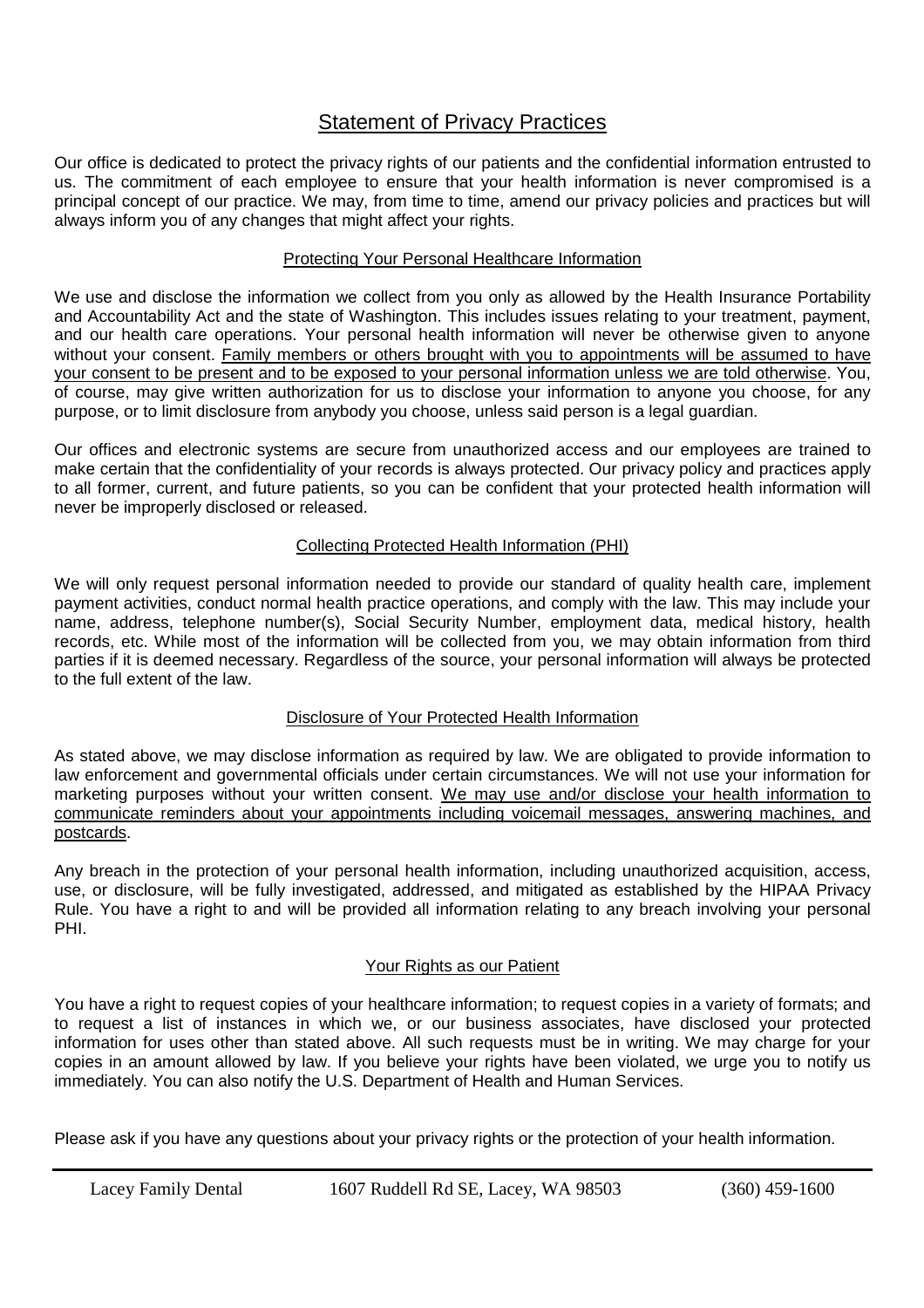# Statement of Privacy Practices

Our office is dedicated to protect the privacy rights of our patients and the confidential information entrusted to us. The commitment of each employee to ensure that your health information is never compromised is a principal concept of our practice. We may, from time to time, amend our privacy policies and practices but will always inform you of any changes that might affect your rights.

## Protecting Your Personal Healthcare Information

We use and disclose the information we collect from you only as allowed by the Health Insurance Portability and Accountability Act and the state of Washington. This includes issues relating to your treatment, payment, and our health care operations. Your personal health information will never be otherwise given to anyone without your consent. Family members or others brought with you to appointments will be assumed to have your consent to be present and to be exposed to your personal information unless we are told otherwise. You, of course, may give written authorization for us to disclose your information to anyone you choose, for any purpose, or to limit disclosure from anybody you choose, unless said person is a legal guardian.

Our offices and electronic systems are secure from unauthorized access and our employees are trained to make certain that the confidentiality of your records is always protected. Our privacy policy and practices apply to all former, current, and future patients, so you can be confident that your protected health information will never be improperly disclosed or released.

## Collecting Protected Health Information (PHI)

We will only request personal information needed to provide our standard of quality health care, implement payment activities, conduct normal health practice operations, and comply with the law. This may include your name, address, telephone number(s), Social Security Number, employment data, medical history, health records, etc. While most of the information will be collected from you, we may obtain information from third parties if it is deemed necessary. Regardless of the source, your personal information will always be protected to the full extent of the law.

## Disclosure of Your Protected Health Information

As stated above, we may disclose information as required by law. We are obligated to provide information to law enforcement and governmental officials under certain circumstances. We will not use your information for marketing purposes without your written consent. We may use and/or disclose your health information to communicate reminders about your appointments including voicemail messages, answering machines, and postcards.

Any breach in the protection of your personal health information, including unauthorized acquisition, access, use, or disclosure, will be fully investigated, addressed, and mitigated as established by the HIPAA Privacy Rule. You have a right to and will be provided all information relating to any breach involving your personal PHI.

## Your Rights as our Patient

You have a right to request copies of your healthcare information; to request copies in a variety of formats; and to request a list of instances in which we, or our business associates, have disclosed your protected information for uses other than stated above. All such requests must be in writing. We may charge for your copies in an amount allowed by law. If you believe your rights have been violated, we urge you to notify us immediately. You can also notify the U.S. Department of Health and Human Services.

Please ask if you have any questions about your privacy rights or the protection of your health information.

Lacey Family Dental    1607 Ruddell Rd SE, Lacey, WA 98503    (360) 459-1600